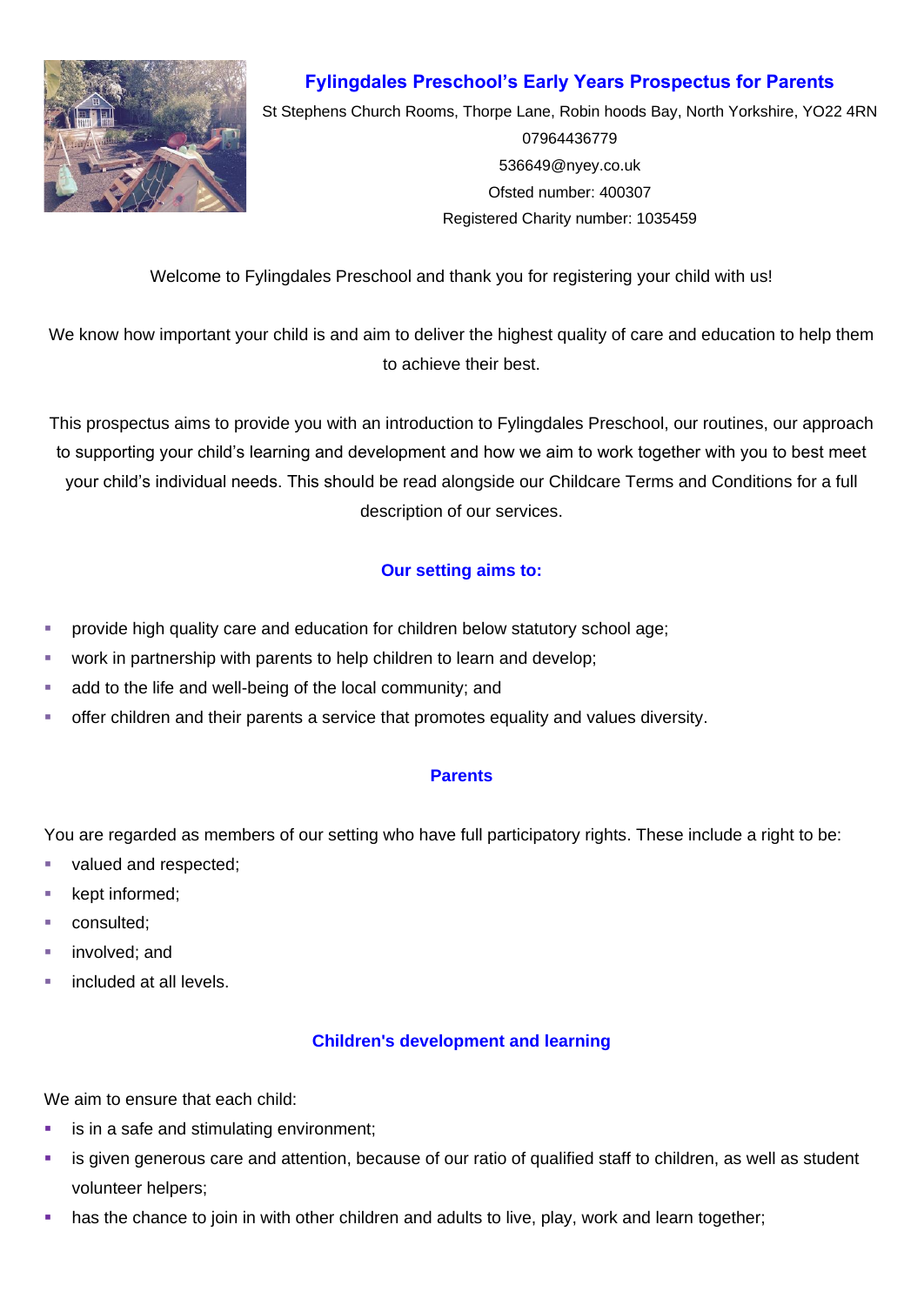# Fylingdales Preschool's Early Years Prospectus for Parents

St Stephens Church Rooms, Thorpe Lane, Robin hoods Bay, North Yorkshire, YO22 4RN

07964436779

536649@nyey.co.uk

Ofsted number: 400307

Registered Charity number: 1035459

Welcome to Fylingdales Preschool and thank you for registering your child with us!

We know how important your child is and aim to deliver the highest quality of care and education to help them to achieve their best.

This prospectus aims to provide you with an introduction to Fylingdales Preschool, our routines, our approach to supporting your child's learning and development and how we aim to work together with you to best meet your child's individual needs. This should be read alongside our Childcare Terms and Conditions for a full description of our services.

## Our setting aims to:

- provide high quality care and education for children below statutory school age;
- work in partnership with parents to help children to learn and develop;
- add to the life and well-being of the local community; and
- offer children and their parents a service that promotes equality and values diversity.

## Parents

You are regarded as members of our setting who have full participatory rights. These include a right to be:

- valued and respected;
- kept informed;
- consulted;
- involved; and
- included at all levels.

## Children's development and learning

We aim to ensure that each child:

- is in a safe and stimulating environment;
- is given generous care and attention, because of our ratio of qualified staff to children, as well as student volunteer helpers;
- has the chance to join in with other children and adults to live, play, work and learn together;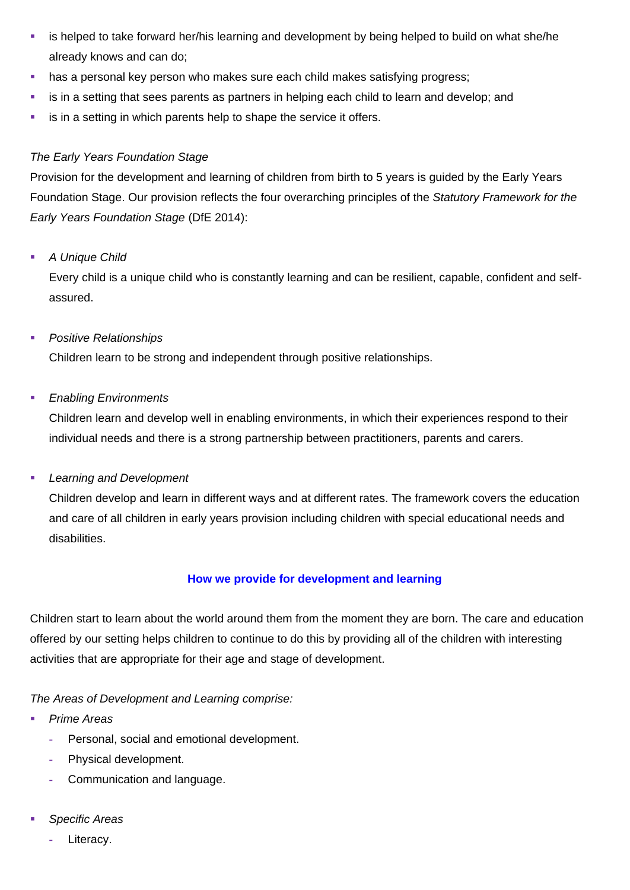- is helped to take forward her/his learning and development by being helped to build on what she/he already knows and can do;
- has a personal key person who makes sure each child makes satisfying progress;
- is in a setting that sees parents as partners in helping each child to learn and develop; and
- is in a setting in which parents help to shape the service it offers.

*The Early Years Foundation Stage*

Provision for the development and learning of children from birth to 5 years is guided by the Early Years Foundation Stage. Our provision reflects the four overarching principles of the *Statutory Framework for the Early Years Foundation Stage* (DfE 2014):

- *A Unique Child*

  Every child is a unique child who is constantly learning and can be resilient, capable, confident and self-assured.

- *Positive Relationships*

  Children learn to be strong and independent through positive relationships.

- *Enabling Environments*

  Children learn and develop well in enabling environments, in which their experiences respond to their individual needs and there is a strong partnership between practitioners, parents and carers.

- *Learning and Development*

  Children develop and learn in different ways and at different rates. The framework covers the education and care of all children in early years provision including children with special educational needs and disabilities.

## How we provide for development and learning

Children start to learn about the world around them from the moment they are born. The care and education offered by our setting helps children to continue to do this by providing all of the children with interesting activities that are appropriate for their age and stage of development.

*The Areas of Development and Learning comprise:*

- *Prime Areas*
  - Personal, social and emotional development.
  - Physical development.
  - Communication and language.

- *Specific Areas*
  - Literacy.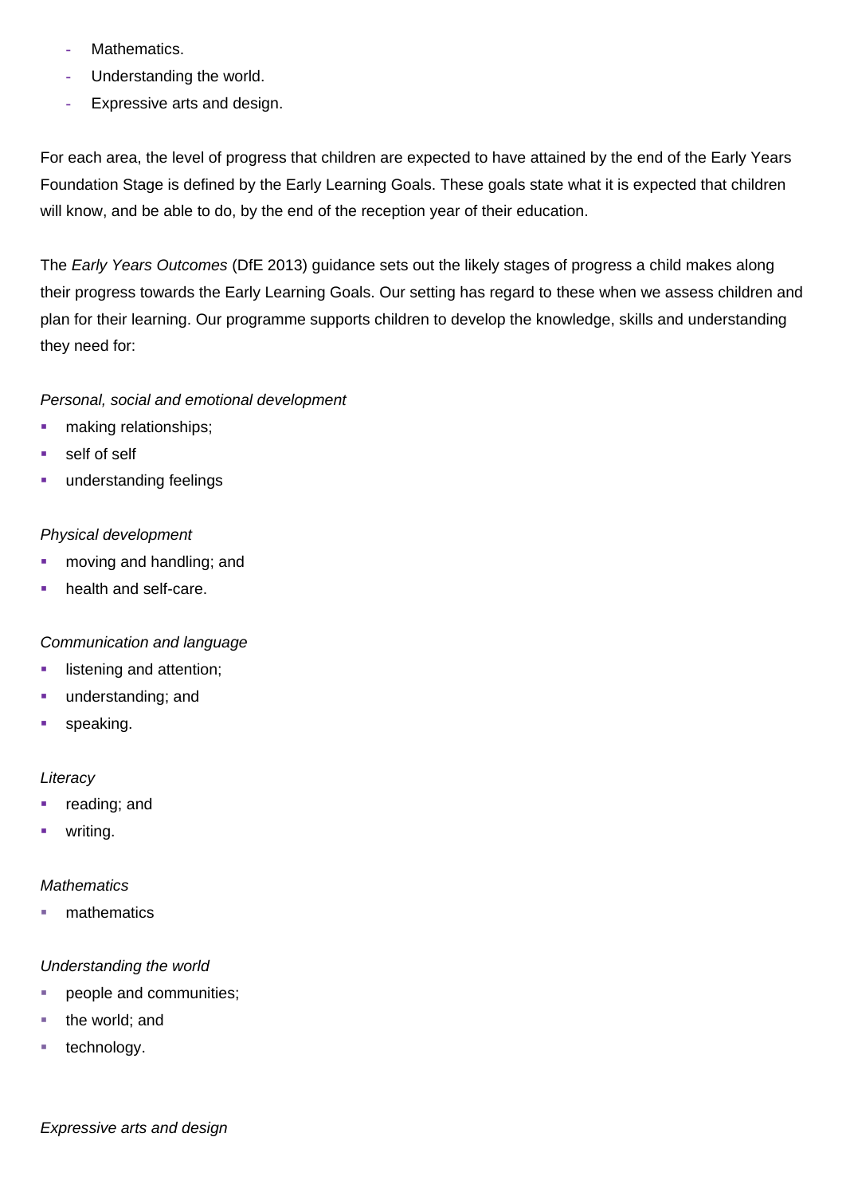- Mathematics.
- Understanding the world.
- Expressive arts and design.

For each area, the level of progress that children are expected to have attained by the end of the Early Years Foundation Stage is defined by the Early Learning Goals. These goals state what it is expected that children will know, and be able to do, by the end of the reception year of their education.

The *Early Years Outcomes* (DfE 2013) guidance sets out the likely stages of progress a child makes along their progress towards the Early Learning Goals. Our setting has regard to these when we assess children and plan for their learning. Our programme supports children to develop the knowledge, skills and understanding they need for:

*Personal, social and emotional development*

- making relationships;
- self of self
- understanding feelings

*Physical development*

- moving and handling; and
- health and self-care.

*Communication and language*

- listening and attention;
- understanding; and
- speaking.

*Literacy*

- reading; and
- writing.

*Mathematics*

- mathematics

*Understanding the world*

- people and communities;
- the world; and
- technology.

*Expressive arts and design*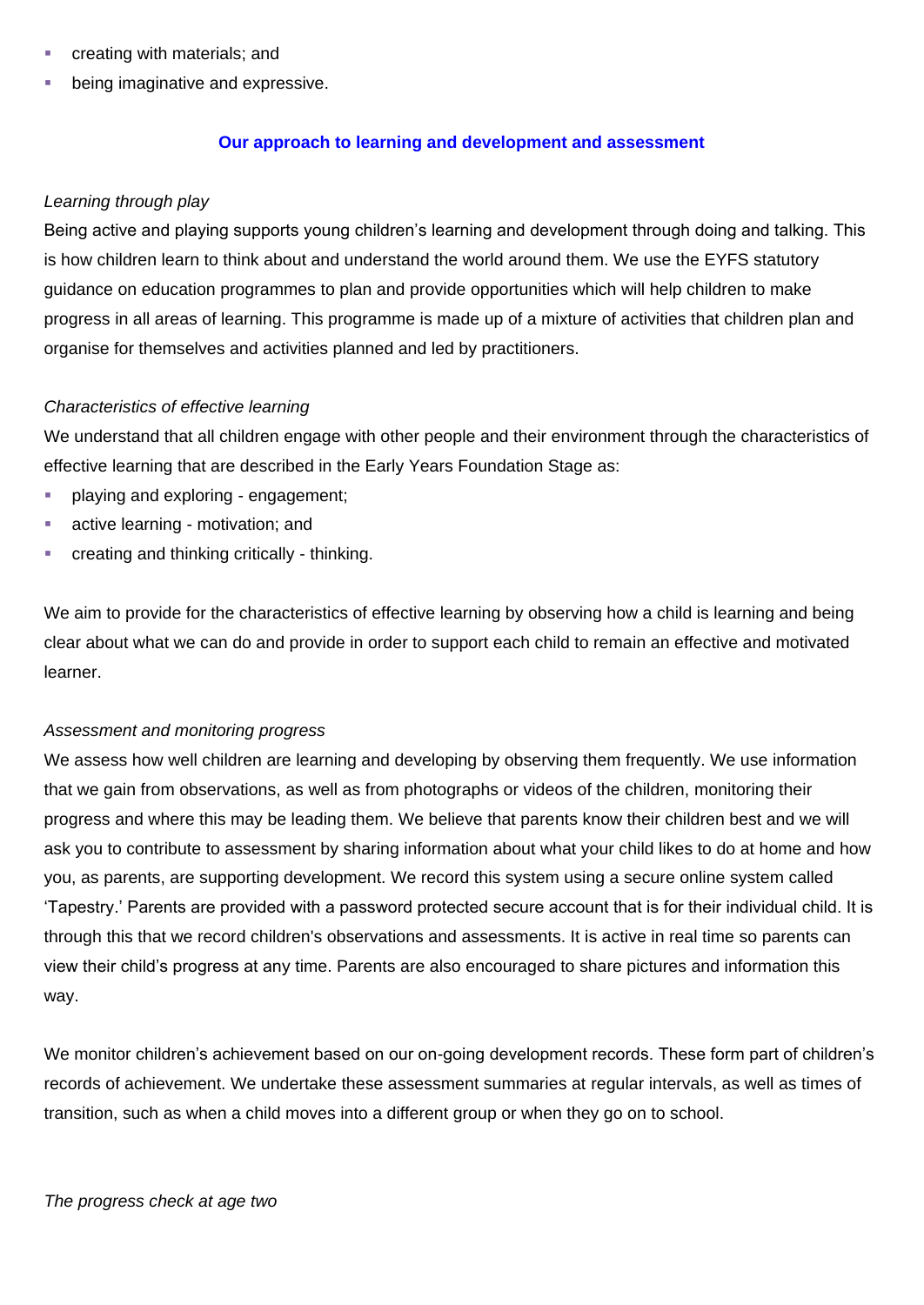- creating with materials; and
- being imaginative and expressive.

## Our approach to learning and development and assessment

*Learning through play*

Being active and playing supports young children's learning and development through doing and talking. This is how children learn to think about and understand the world around them. We use the EYFS statutory guidance on education programmes to plan and provide opportunities which will help children to make progress in all areas of learning. This programme is made up of a mixture of activities that children plan and organise for themselves and activities planned and led by practitioners.

*Characteristics of effective learning*

We understand that all children engage with other people and their environment through the characteristics of effective learning that are described in the Early Years Foundation Stage as:

- playing and exploring - engagement;
- active learning - motivation; and
- creating and thinking critically - thinking.

We aim to provide for the characteristics of effective learning by observing how a child is learning and being clear about what we can do and provide in order to support each child to remain an effective and motivated learner.

*Assessment and monitoring progress*

We assess how well children are learning and developing by observing them frequently. We use information that we gain from observations, as well as from photographs or videos of the children, monitoring their progress and where this may be leading them. We believe that parents know their children best and we will ask you to contribute to assessment by sharing information about what your child likes to do at home and how you, as parents, are supporting development. We record this system using a secure online system called 'Tapestry.' Parents are provided with a password protected secure account that is for their individual child. It is through this that we record children's observations and assessments. It is active in real time so parents can view their child's progress at any time. Parents are also encouraged to share pictures and information this way.

We monitor children's achievement based on our on-going development records. These form part of children's records of achievement. We undertake these assessment summaries at regular intervals, as well as times of transition, such as when a child moves into a different group or when they go on to school.

*The progress check at age two*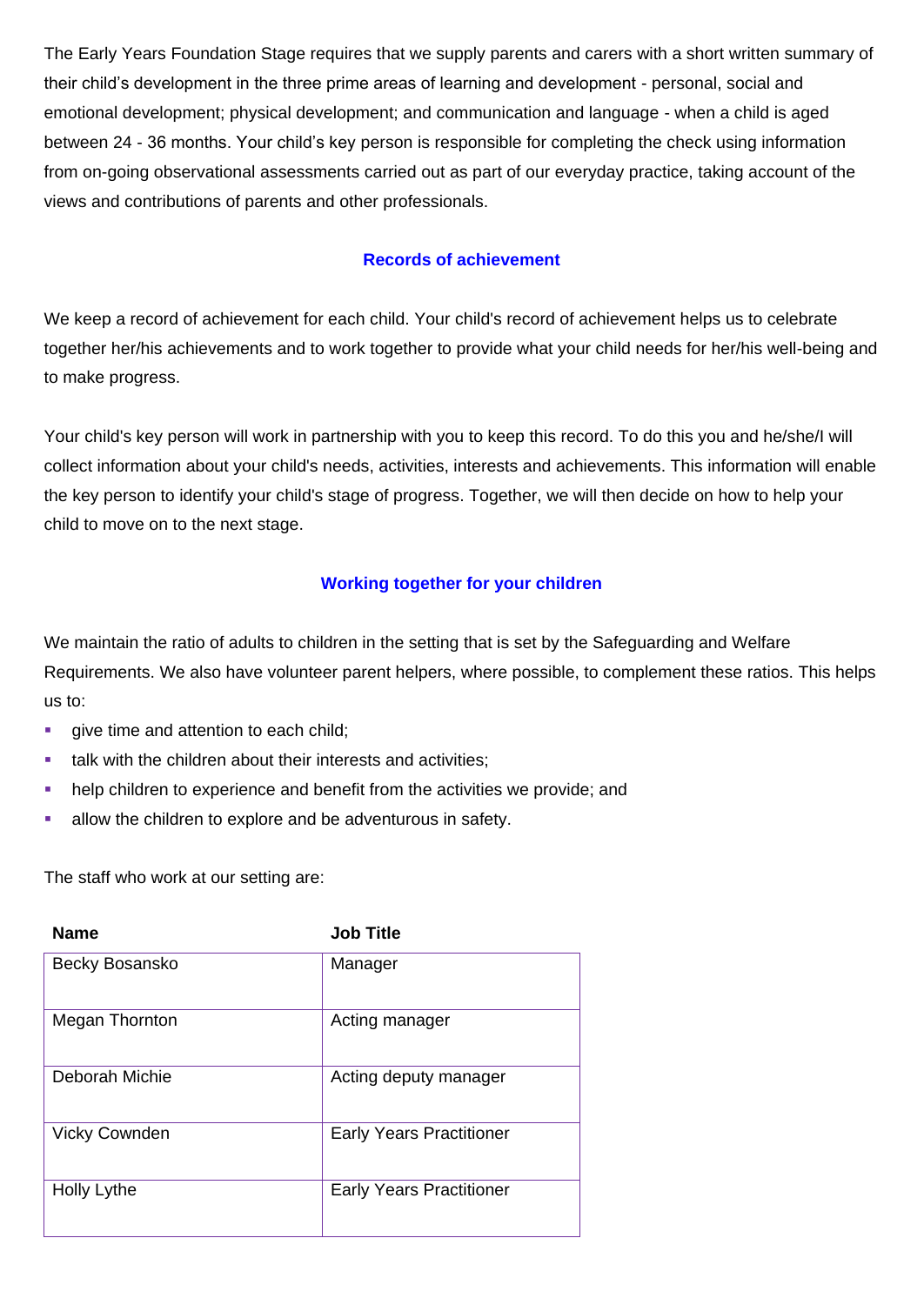The Early Years Foundation Stage requires that we supply parents and carers with a short written summary of their child's development in the three prime areas of learning and development - personal, social and emotional development; physical development; and communication and language - when a child is aged between 24 - 36 months. Your child's key person is responsible for completing the check using information from on-going observational assessments carried out as part of our everyday practice, taking account of the views and contributions of parents and other professionals.

## Records of achievement

We keep a record of achievement for each child. Your child's record of achievement helps us to celebrate together her/his achievements and to work together to provide what your child needs for her/his well-being and to make progress.

Your child's key person will work in partnership with you to keep this record. To do this you and he/she/I will collect information about your child's needs, activities, interests and achievements. This information will enable the key person to identify your child's stage of progress. Together, we will then decide on how to help your child to move on to the next stage.

## Working together for your children

We maintain the ratio of adults to children in the setting that is set by the Safeguarding and Welfare Requirements. We also have volunteer parent helpers, where possible, to complement these ratios. This helps us to:

- give time and attention to each child;
- talk with the children about their interests and activities;
- help children to experience and benefit from the activities we provide; and
- allow the children to explore and be adventurous in safety.

The staff who work at our setting are:

| Name | Job Title |
|---|---|
| Becky Bosansko | Manager |
| Megan Thornton | Acting manager |
| Deborah Michie | Acting deputy manager |
| Vicky Cownden | Early Years Practitioner |
| Holly Lythe | Early Years Practitioner |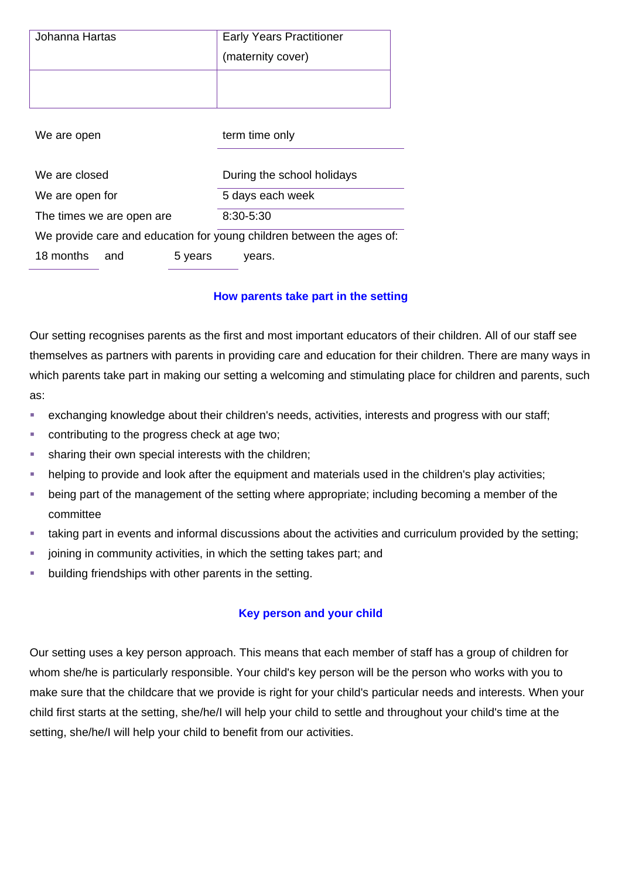| Johanna Hartas | Early Years Practitioner (maternity cover) |
| --- | --- |
| | |

| | |
| --- | --- |
| We are open | term time only |
| We are closed | During the school holidays |
| We are open for | 5 days each week |
| The times we are open are | 8:30-5:30 |

We provide care and education for young children between the ages of:

18 months and 5 years years.

## How parents take part in the setting

Our setting recognises parents as the first and most important educators of their children. All of our staff see themselves as partners with parents in providing care and education for their children. There are many ways in which parents take part in making our setting a welcoming and stimulating place for children and parents, such as:

- exchanging knowledge about their children's needs, activities, interests and progress with our staff;
- contributing to the progress check at age two;
- sharing their own special interests with the children;
- helping to provide and look after the equipment and materials used in the children's play activities;
- being part of the management of the setting where appropriate; including becoming a member of the committee
- taking part in events and informal discussions about the activities and curriculum provided by the setting;
- joining in community activities, in which the setting takes part; and
- building friendships with other parents in the setting.

## Key person and your child

Our setting uses a key person approach. This means that each member of staff has a group of children for whom she/he is particularly responsible. Your child's key person will be the person who works with you to make sure that the childcare that we provide is right for your child's particular needs and interests. When your child first starts at the setting, she/he/I will help your child to settle and throughout your child's time at the setting, she/he/I will help your child to benefit from our activities.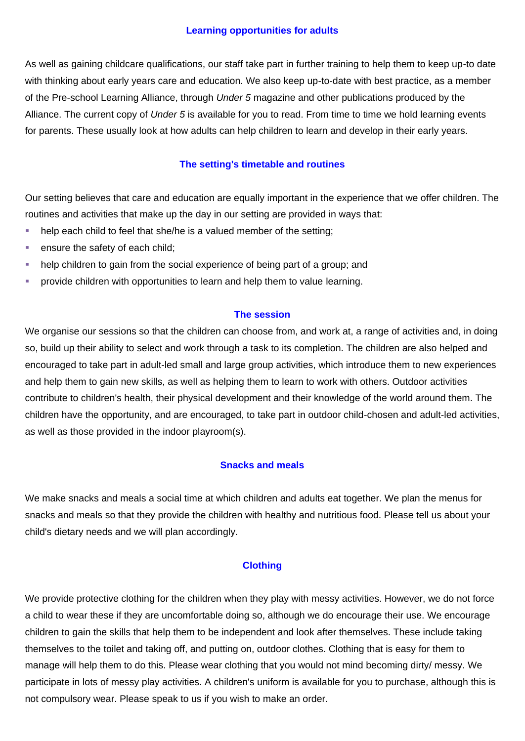## Learning opportunities for adults

As well as gaining childcare qualifications, our staff take part in further training to help them to keep up-to date with thinking about early years care and education. We also keep up-to-date with best practice, as a member of the Pre-school Learning Alliance, through *Under 5* magazine and other publications produced by the Alliance. The current copy of *Under 5* is available for you to read. From time to time we hold learning events for parents. These usually look at how adults can help children to learn and develop in their early years.

## The setting's timetable and routines

Our setting believes that care and education are equally important in the experience that we offer children. The routines and activities that make up the day in our setting are provided in ways that:

- help each child to feel that she/he is a valued member of the setting;
- ensure the safety of each child;
- help children to gain from the social experience of being part of a group; and
- provide children with opportunities to learn and help them to value learning.

## The session

We organise our sessions so that the children can choose from, and work at, a range of activities and, in doing so, build up their ability to select and work through a task to its completion. The children are also helped and encouraged to take part in adult-led small and large group activities, which introduce them to new experiences and help them to gain new skills, as well as helping them to learn to work with others. Outdoor activities contribute to children's health, their physical development and their knowledge of the world around them. The children have the opportunity, and are encouraged, to take part in outdoor child-chosen and adult-led activities, as well as those provided in the indoor playroom(s).

## Snacks and meals

We make snacks and meals a social time at which children and adults eat together. We plan the menus for snacks and meals so that they provide the children with healthy and nutritious food. Please tell us about your child's dietary needs and we will plan accordingly.

## Clothing

We provide protective clothing for the children when they play with messy activities. However, we do not force a child to wear these if they are uncomfortable doing so, although we do encourage their use. We encourage children to gain the skills that help them to be independent and look after themselves. These include taking themselves to the toilet and taking off, and putting on, outdoor clothes. Clothing that is easy for them to manage will help them to do this. Please wear clothing that you would not mind becoming dirty/ messy. We participate in lots of messy play activities. A children's uniform is available for you to purchase, although this is not compulsory wear. Please speak to us if you wish to make an order.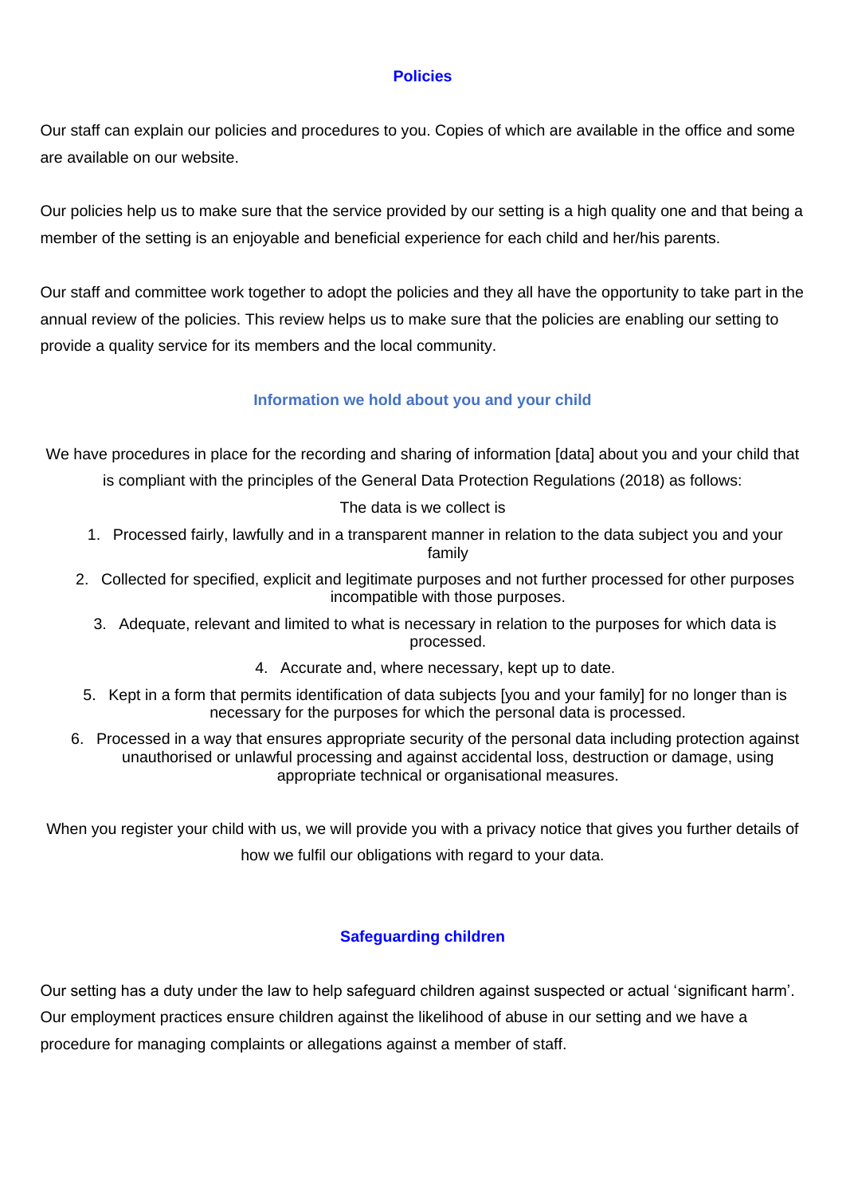## Policies

Our staff can explain our policies and procedures to you. Copies of which are available in the office and some are available on our website.

Our policies help us to make sure that the service provided by our setting is a high quality one and that being a member of the setting is an enjoyable and beneficial experience for each child and her/his parents.

Our staff and committee work together to adopt the policies and they all have the opportunity to take part in the annual review of the policies. This review helps us to make sure that the policies are enabling our setting to provide a quality service for its members and the local community.

## Information we hold about you and your child

We have procedures in place for the recording and sharing of information [data] about you and your child that is compliant with the principles of the General Data Protection Regulations (2018) as follows:

The data is we collect is

1. Processed fairly, lawfully and in a transparent manner in relation to the data subject you and your family
2. Collected for specified, explicit and legitimate purposes and not further processed for other purposes incompatible with those purposes.
3. Adequate, relevant and limited to what is necessary in relation to the purposes for which data is processed.
4. Accurate and, where necessary, kept up to date.
5. Kept in a form that permits identification of data subjects [you and your family] for no longer than is necessary for the purposes for which the personal data is processed.
6. Processed in a way that ensures appropriate security of the personal data including protection against unauthorised or unlawful processing and against accidental loss, destruction or damage, using appropriate technical or organisational measures.

When you register your child with us, we will provide you with a privacy notice that gives you further details of how we fulfil our obligations with regard to your data.

## Safeguarding children

Our setting has a duty under the law to help safeguard children against suspected or actual 'significant harm'. Our employment practices ensure children against the likelihood of abuse in our setting and we have a procedure for managing complaints or allegations against a member of staff.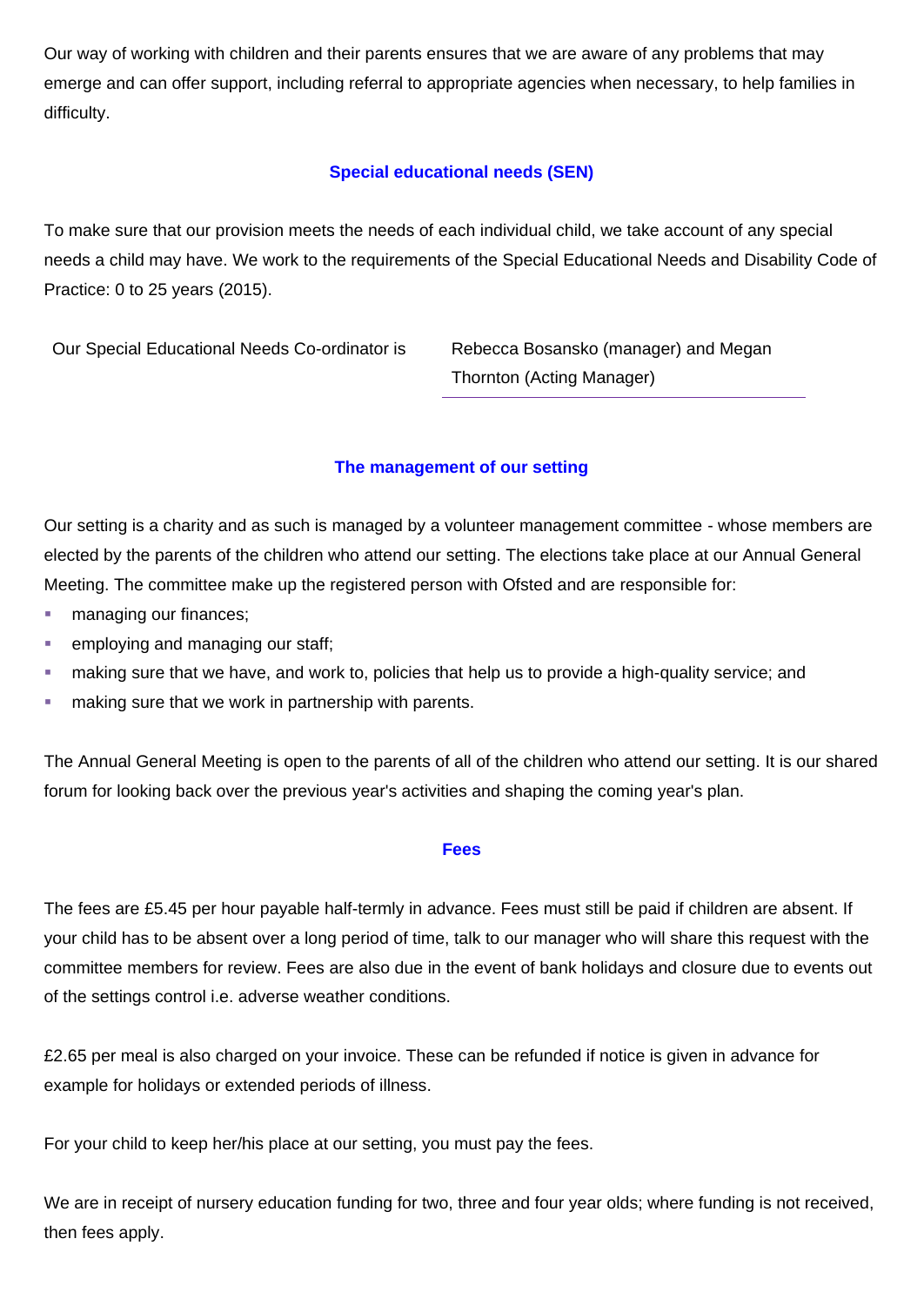Our way of working with children and their parents ensures that we are aware of any problems that may emerge and can offer support, including referral to appropriate agencies when necessary, to help families in difficulty.

## Special educational needs (SEN)

To make sure that our provision meets the needs of each individual child, we take account of any special needs a child may have. We work to the requirements of the Special Educational Needs and Disability Code of Practice: 0 to 25 years (2015).

| Our Special Educational Needs Co-ordinator is | Rebecca Bosansko (manager) and Megan Thornton (Acting Manager) |
|---|---|

## The management of our setting

Our setting is a charity and as such is managed by a volunteer management committee - whose members are elected by the parents of the children who attend our setting. The elections take place at our Annual General Meeting. The committee make up the registered person with Ofsted and are responsible for:

- managing our finances;
- employing and managing our staff;
- making sure that we have, and work to, policies that help us to provide a high-quality service; and
- making sure that we work in partnership with parents.

The Annual General Meeting is open to the parents of all of the children who attend our setting. It is our shared forum for looking back over the previous year's activities and shaping the coming year's plan.

## Fees

The fees are £5.45 per hour payable half-termly in advance. Fees must still be paid if children are absent. If your child has to be absent over a long period of time, talk to our manager who will share this request with the committee members for review. Fees are also due in the event of bank holidays and closure due to events out of the settings control i.e. adverse weather conditions.

£2.65 per meal is also charged on your invoice. These can be refunded if notice is given in advance for example for holidays or extended periods of illness.

For your child to keep her/his place at our setting, you must pay the fees.

We are in receipt of nursery education funding for two, three and four year olds; where funding is not received, then fees apply.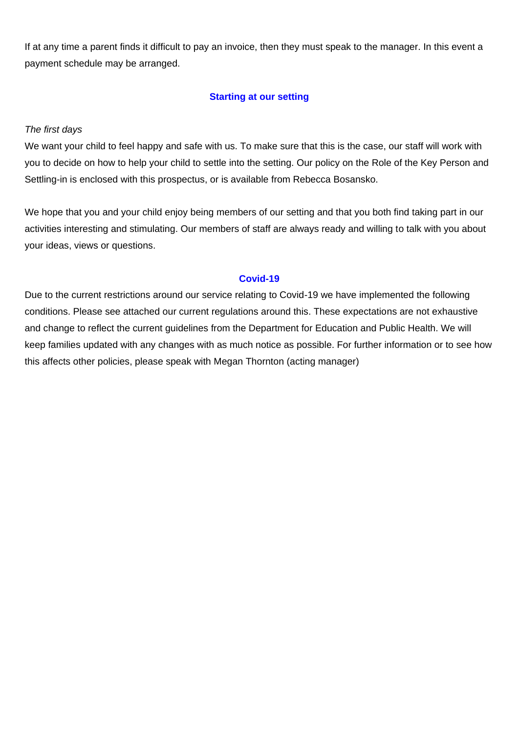If at any time a parent finds it difficult to pay an invoice, then they must speak to the manager. In this event a payment schedule may be arranged.

## Starting at our setting

*The first days*

We want your child to feel happy and safe with us. To make sure that this is the case, our staff will work with you to decide on how to help your child to settle into the setting. Our policy on the Role of the Key Person and Settling-in is enclosed with this prospectus, or is available from Rebecca Bosansko.

We hope that you and your child enjoy being members of our setting and that you both find taking part in our activities interesting and stimulating. Our members of staff are always ready and willing to talk with you about your ideas, views or questions.

## Covid-19

Due to the current restrictions around our service relating to Covid-19 we have implemented the following conditions. Please see attached our current regulations around this. These expectations are not exhaustive and change to reflect the current guidelines from the Department for Education and Public Health. We will keep families updated with any changes with as much notice as possible. For further information or to see how this affects other policies, please speak with Megan Thornton (acting manager)